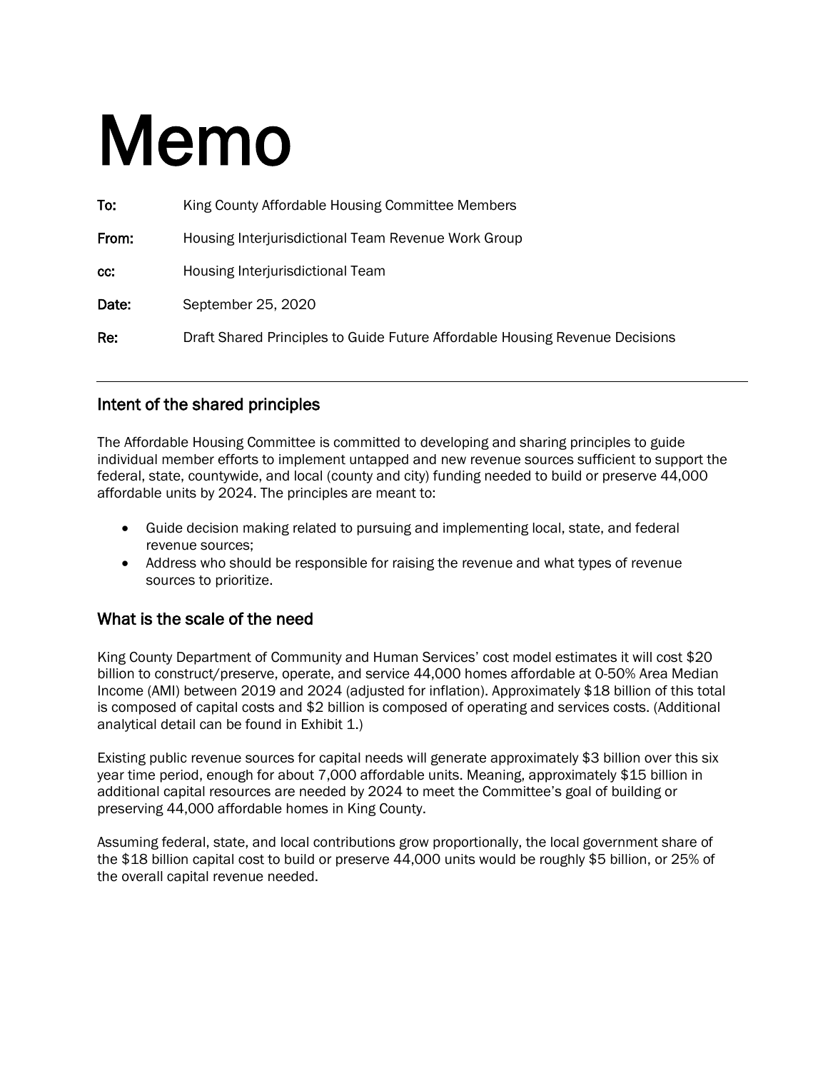# Memo

**To:** King County Affordable Housing Committee Members

**From:** Housing Interjurisdictional Team Revenue Work Group

**cc:** Housing Interjurisdictional Team

**Date:** September 25, 2020

**Re:** Draft Shared Principles to Guide Future Affordable Housing Revenue Decisions

---

## Intent of the shared principles

The Affordable Housing Committee is committed to developing and sharing principles to guide individual member efforts to implement untapped and new revenue sources sufficient to support the federal, state, countywide, and local (county and city) funding needed to build or preserve 44,000 affordable units by 2024. The principles are meant to:

- Guide decision making related to pursuing and implementing local, state, and federal revenue sources;
- Address who should be responsible for raising the revenue and what types of revenue sources to prioritize.

## What is the scale of the need

King County Department of Community and Human Services' cost model estimates it will cost $20 billion to construct/preserve, operate, and service 44,000 homes affordable at 0-50% Area Median Income (AMI) between 2019 and 2024 (adjusted for inflation). Approximately $18 billion of this total is composed of capital costs and $2 billion is composed of operating and services costs. (Additional analytical detail can be found in Exhibit 1.)

Existing public revenue sources for capital needs will generate approximately $3 billion over this six year time period, enough for about 7,000 affordable units. Meaning, approximately $15 billion in additional capital resources are needed by 2024 to meet the Committee's goal of building or preserving 44,000 affordable homes in King County.

Assuming federal, state, and local contributions grow proportionally, the local government share of the $18 billion capital cost to build or preserve 44,000 units would be roughly $5 billion, or 25% of the overall capital revenue needed.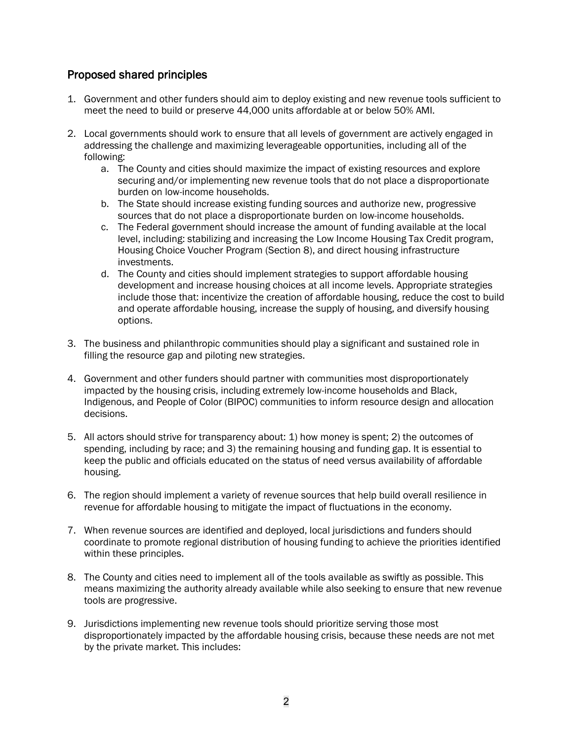## Proposed shared principles

1. Government and other funders should aim to deploy existing and new revenue tools sufficient to meet the need to build or preserve 44,000 units affordable at or below 50% AMI.

2. Local governments should work to ensure that all levels of government are actively engaged in addressing the challenge and maximizing leverageable opportunities, including all of the following:
   a. The County and cities should maximize the impact of existing resources and explore securing and/or implementing new revenue tools that do not place a disproportionate burden on low-income households.
   b. The State should increase existing funding sources and authorize new, progressive sources that do not place a disproportionate burden on low-income households.
   c. The Federal government should increase the amount of funding available at the local level, including: stabilizing and increasing the Low Income Housing Tax Credit program, Housing Choice Voucher Program (Section 8), and direct housing infrastructure investments.
   d. The County and cities should implement strategies to support affordable housing development and increase housing choices at all income levels. Appropriate strategies include those that: incentivize the creation of affordable housing, reduce the cost to build and operate affordable housing, increase the supply of housing, and diversify housing options.

3. The business and philanthropic communities should play a significant and sustained role in filling the resource gap and piloting new strategies.

4. Government and other funders should partner with communities most disproportionately impacted by the housing crisis, including extremely low-income households and Black, Indigenous, and People of Color (BIPOC) communities to inform resource design and allocation decisions.

5. All actors should strive for transparency about: 1) how money is spent; 2) the outcomes of spending, including by race; and 3) the remaining housing and funding gap. It is essential to keep the public and officials educated on the status of need versus availability of affordable housing.

6. The region should implement a variety of revenue sources that help build overall resilience in revenue for affordable housing to mitigate the impact of fluctuations in the economy.

7. When revenue sources are identified and deployed, local jurisdictions and funders should coordinate to promote regional distribution of housing funding to achieve the priorities identified within these principles.

8. The County and cities need to implement all of the tools available as swiftly as possible. This means maximizing the authority already available while also seeking to ensure that new revenue tools are progressive.

9. Jurisdictions implementing new revenue tools should prioritize serving those most disproportionately impacted by the affordable housing crisis, because these needs are not met by the private market. This includes: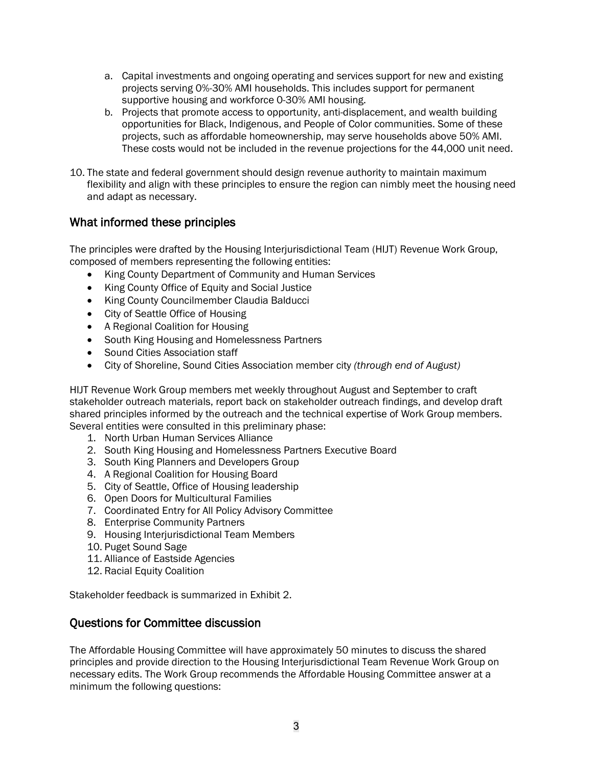a. Capital investments and ongoing operating and services support for new and existing projects serving 0%-30% AMI households. This includes support for permanent supportive housing and workforce 0-30% AMI housing.
   b. Projects that promote access to opportunity, anti-displacement, and wealth building opportunities for Black, Indigenous, and People of Color communities. Some of these projects, such as affordable homeownership, may serve households above 50% AMI. These costs would not be included in the revenue projections for the 44,000 unit need.

10. The state and federal government should design revenue authority to maintain maximum flexibility and align with these principles to ensure the region can nimbly meet the housing need and adapt as necessary.

## What informed these principles

The principles were drafted by the Housing Interjurisdictional Team (HIJT) Revenue Work Group, composed of members representing the following entities:

- King County Department of Community and Human Services
- King County Office of Equity and Social Justice
- King County Councilmember Claudia Balducci
- City of Seattle Office of Housing
- A Regional Coalition for Housing
- South King Housing and Homelessness Partners
- Sound Cities Association staff
- City of Shoreline, Sound Cities Association member city *(through end of August)*

HIJT Revenue Work Group members met weekly throughout August and September to craft stakeholder outreach materials, report back on stakeholder outreach findings, and develop draft shared principles informed by the outreach and the technical expertise of Work Group members. Several entities were consulted in this preliminary phase:

1. North Urban Human Services Alliance
2. South King Housing and Homelessness Partners Executive Board
3. South King Planners and Developers Group
4. A Regional Coalition for Housing Board
5. City of Seattle, Office of Housing leadership
6. Open Doors for Multicultural Families
7. Coordinated Entry for All Policy Advisory Committee
8. Enterprise Community Partners
9. Housing Interjurisdictional Team Members
10. Puget Sound Sage
11. Alliance of Eastside Agencies
12. Racial Equity Coalition

Stakeholder feedback is summarized in Exhibit 2.

## Questions for Committee discussion

The Affordable Housing Committee will have approximately 50 minutes to discuss the shared principles and provide direction to the Housing Interjurisdictional Team Revenue Work Group on necessary edits. The Work Group recommends the Affordable Housing Committee answer at a minimum the following questions: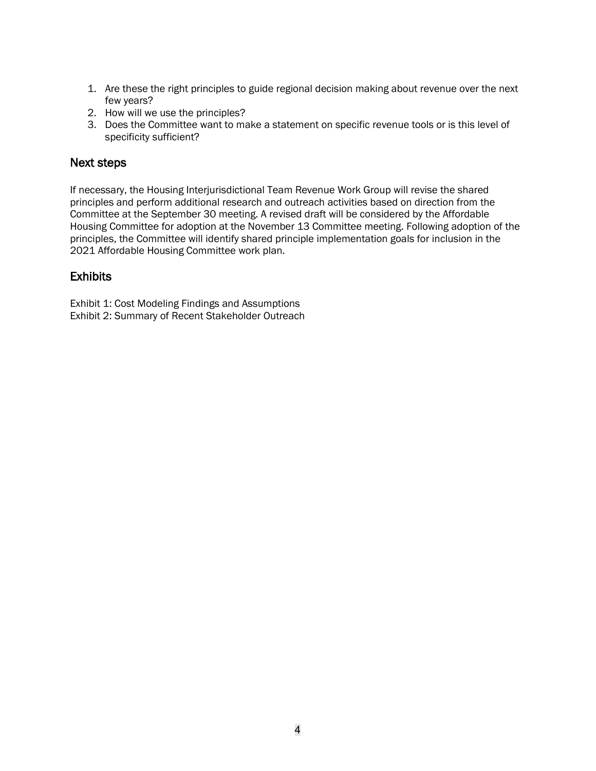1. Are these the right principles to guide regional decision making about revenue over the next few years?
2. How will we use the principles?
3. Does the Committee want to make a statement on specific revenue tools or is this level of specificity sufficient?

## Next steps

If necessary, the Housing Interjurisdictional Team Revenue Work Group will revise the shared principles and perform additional research and outreach activities based on direction from the Committee at the September 30 meeting. A revised draft will be considered by the Affordable Housing Committee for adoption at the November 13 Committee meeting. Following adoption of the principles, the Committee will identify shared principle implementation goals for inclusion in the 2021 Affordable Housing Committee work plan.

## Exhibits

Exhibit 1: Cost Modeling Findings and Assumptions
Exhibit 2: Summary of Recent Stakeholder Outreach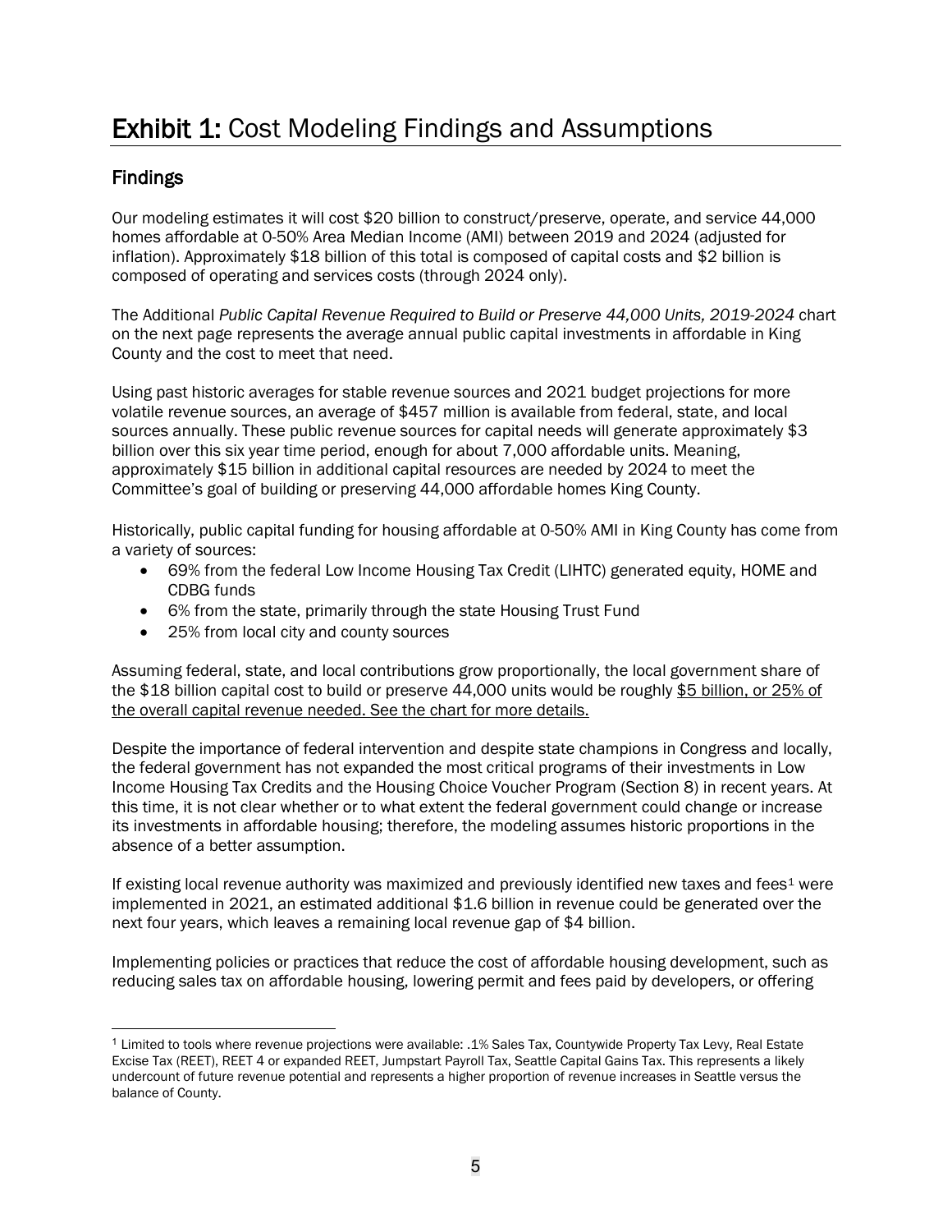# **Exhibit 1:** Cost Modeling Findings and Assumptions

## Findings

Our modeling estimates it will cost $20 billion to construct/preserve, operate, and service 44,000 homes affordable at 0-50% Area Median Income (AMI) between 2019 and 2024 (adjusted for inflation). Approximately $18 billion of this total is composed of capital costs and $2 billion is composed of operating and services costs (through 2024 only).

The Additional *Public Capital Revenue Required to Build or Preserve 44,000 Units, 2019-2024* chart on the next page represents the average annual public capital investments in affordable in King County and the cost to meet that need.

Using past historic averages for stable revenue sources and 2021 budget projections for more volatile revenue sources, an average of $457 million is available from federal, state, and local sources annually. These public revenue sources for capital needs will generate approximately $3 billion over this six year time period, enough for about 7,000 affordable units. Meaning, approximately $15 billion in additional capital resources are needed by 2024 to meet the Committee's goal of building or preserving 44,000 affordable homes King County.

Historically, public capital funding for housing affordable at 0-50% AMI in King County has come from a variety of sources:

- 69% from the federal Low Income Housing Tax Credit (LIHTC) generated equity, HOME and CDBG funds
- 6% from the state, primarily through the state Housing Trust Fund
- 25% from local city and county sources

Assuming federal, state, and local contributions grow proportionally, the local government share of the $18 billion capital cost to build or preserve 44,000 units would be roughly <u>$5 billion, or 25% of the overall capital revenue needed. See the chart for more details.</u>

Despite the importance of federal intervention and despite state champions in Congress and locally, the federal government has not expanded the most critical programs of their investments in Low Income Housing Tax Credits and the Housing Choice Voucher Program (Section 8) in recent years. At this time, it is not clear whether or to what extent the federal government could change or increase its investments in affordable housing; therefore, the modeling assumes historic proportions in the absence of a better assumption.

If existing local revenue authority was maximized and previously identified new taxes and fees[1] were implemented in 2021, an estimated additional $1.6 billion in revenue could be generated over the next four years, which leaves a remaining local revenue gap of $4 billion.

Implementing policies or practices that reduce the cost of affordable housing development, such as reducing sales tax on affordable housing, lowering permit and fees paid by developers, or offering

---

[1] Limited to tools where revenue projections were available: .1% Sales Tax, Countywide Property Tax Levy, Real Estate Excise Tax (REET), REET 4 or expanded REET, Jumpstart Payroll Tax, Seattle Capital Gains Tax. This represents a likely undercount of future revenue potential and represents a higher proportion of revenue increases in Seattle versus the balance of County.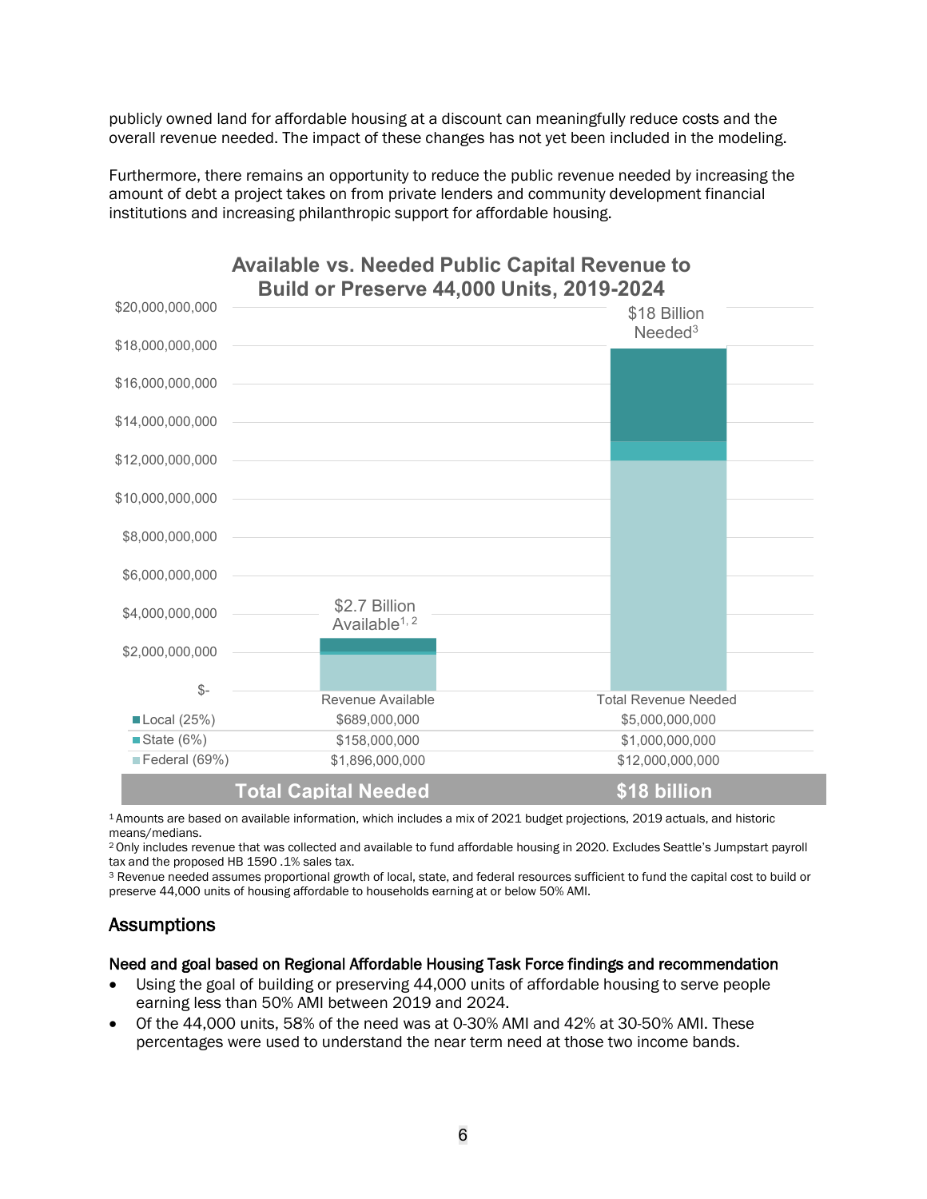publicly owned land for affordable housing at a discount can meaningfully reduce costs and the overall revenue needed. The impact of these changes has not yet been included in the modeling.

Furthermore, there remains an opportunity to reduce the public revenue needed by increasing the amount of debt a project takes on from private lenders and community development financial institutions and increasing philanthropic support for affordable housing.

**Available vs. Needed Public Capital Revenue to Build or Preserve 44,000 Units, 2019-2024**

| | Revenue Available | Total Revenue Needed |
|---|---|---|
| Local (25%) | $689,000,000 | $5,000,000,000 |
| State (6%) | $158,000,000 | $1,000,000,000 |
| Federal (69%) | $1,896,000,000 | $12,000,000,000 |
| | $2.7 Billion Available[1, 2] | $18 Billion Needed[3] |
| **Total Capital Needed** | | **$18 billion** |

[1] Amounts are based on available information, which includes a mix of 2021 budget projections, 2019 actuals, and historic means/medians.

[2] Only includes revenue that was collected and available to fund affordable housing in 2020. Excludes Seattle's Jumpstart payroll tax and the proposed HB 1590 .1% sales tax.

[3] Revenue needed assumes proportional growth of local, state, and federal resources sufficient to fund the capital cost to build or preserve 44,000 units of housing affordable to households earning at or below 50% AMI.

## Assumptions

### Need and goal based on Regional Affordable Housing Task Force findings and recommendation

- Using the goal of building or preserving 44,000 units of affordable housing to serve people earning less than 50% AMI between 2019 and 2024.
- Of the 44,000 units, 58% of the need was at 0-30% AMI and 42% at 30-50% AMI. These percentages were used to understand the near term need at those two income bands.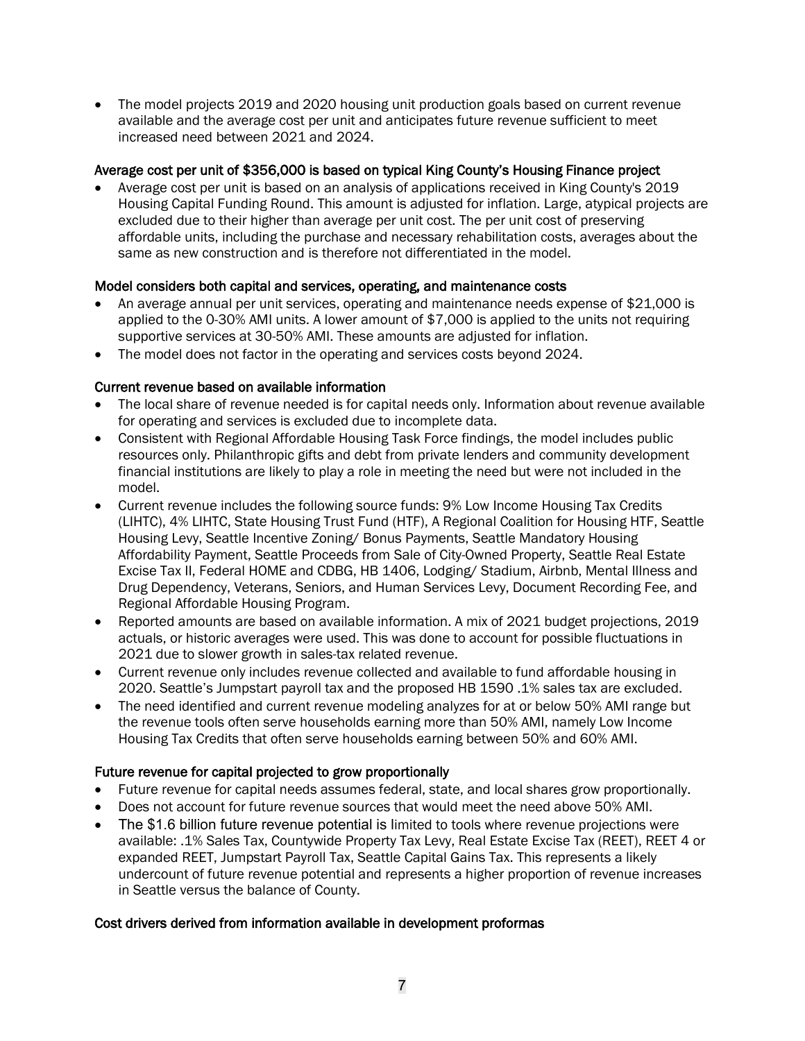- The model projects 2019 and 2020 housing unit production goals based on current revenue available and the average cost per unit and anticipates future revenue sufficient to meet increased need between 2021 and 2024.

### Average cost per unit of $356,000 is based on typical King County's Housing Finance project

- Average cost per unit is based on an analysis of applications received in King County's 2019 Housing Capital Funding Round. This amount is adjusted for inflation. Large, atypical projects are excluded due to their higher than average per unit cost. The per unit cost of preserving affordable units, including the purchase and necessary rehabilitation costs, averages about the same as new construction and is therefore not differentiated in the model.

### Model considers both capital and services, operating, and maintenance costs

- An average annual per unit services, operating and maintenance needs expense of $21,000 is applied to the 0-30% AMI units. A lower amount of $7,000 is applied to the units not requiring supportive services at 30-50% AMI. These amounts are adjusted for inflation.
- The model does not factor in the operating and services costs beyond 2024.

### Current revenue based on available information

- The local share of revenue needed is for capital needs only. Information about revenue available for operating and services is excluded due to incomplete data.
- Consistent with Regional Affordable Housing Task Force findings, the model includes public resources only. Philanthropic gifts and debt from private lenders and community development financial institutions are likely to play a role in meeting the need but were not included in the model.
- Current revenue includes the following source funds: 9% Low Income Housing Tax Credits (LIHTC), 4% LIHTC, State Housing Trust Fund (HTF), A Regional Coalition for Housing HTF, Seattle Housing Levy, Seattle Incentive Zoning/ Bonus Payments, Seattle Mandatory Housing Affordability Payment, Seattle Proceeds from Sale of City-Owned Property, Seattle Real Estate Excise Tax II, Federal HOME and CDBG, HB 1406, Lodging/ Stadium, Airbnb, Mental Illness and Drug Dependency, Veterans, Seniors, and Human Services Levy, Document Recording Fee, and Regional Affordable Housing Program.
- Reported amounts are based on available information. A mix of 2021 budget projections, 2019 actuals, or historic averages were used. This was done to account for possible fluctuations in 2021 due to slower growth in sales-tax related revenue.
- Current revenue only includes revenue collected and available to fund affordable housing in 2020. Seattle's Jumpstart payroll tax and the proposed HB 1590 .1% sales tax are excluded.
- The need identified and current revenue modeling analyzes for at or below 50% AMI range but the revenue tools often serve households earning more than 50% AMI, namely Low Income Housing Tax Credits that often serve households earning between 50% and 60% AMI.

### Future revenue for capital projected to grow proportionally

- Future revenue for capital needs assumes federal, state, and local shares grow proportionally.
- Does not account for future revenue sources that would meet the need above 50% AMI.
- The $1.6 billion future revenue potential is limited to tools where revenue projections were available: .1% Sales Tax, Countywide Property Tax Levy, Real Estate Excise Tax (REET), REET 4 or expanded REET, Jumpstart Payroll Tax, Seattle Capital Gains Tax. This represents a likely undercount of future revenue potential and represents a higher proportion of revenue increases in Seattle versus the balance of County.

### Cost drivers derived from information available in development proformas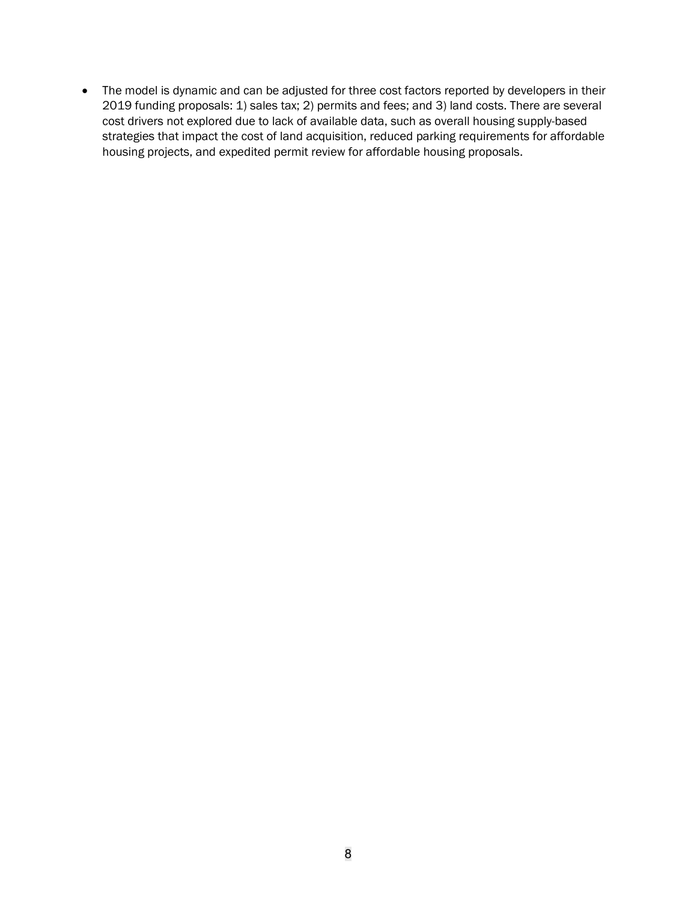- The model is dynamic and can be adjusted for three cost factors reported by developers in their 2019 funding proposals: 1) sales tax; 2) permits and fees; and 3) land costs. There are several cost drivers not explored due to lack of available data, such as overall housing supply-based strategies that impact the cost of land acquisition, reduced parking requirements for affordable housing projects, and expedited permit review for affordable housing proposals.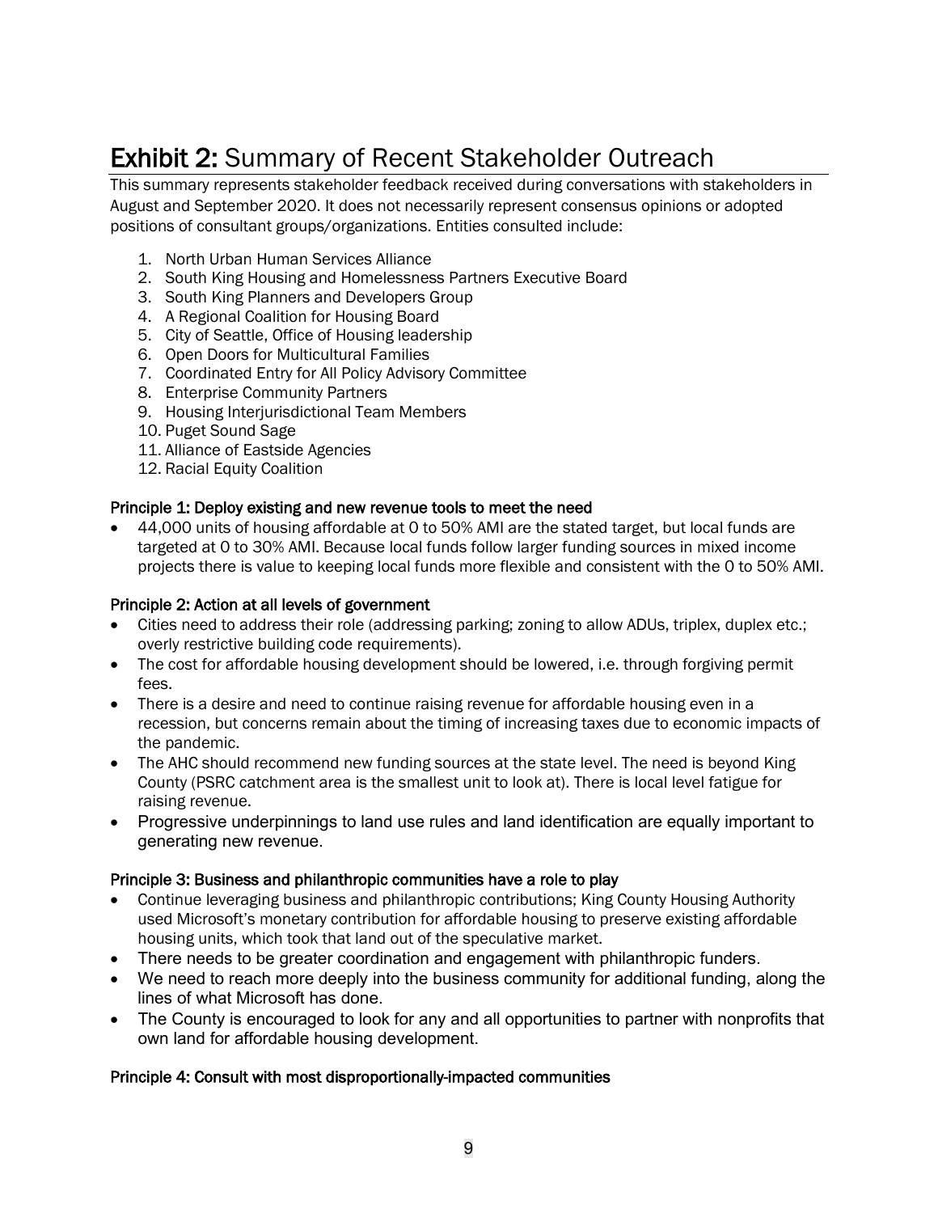# **Exhibit 2:** Summary of Recent Stakeholder Outreach

This summary represents stakeholder feedback received during conversations with stakeholders in August and September 2020. It does not necessarily represent consensus opinions or adopted positions of consultant groups/organizations. Entities consulted include:

1. North Urban Human Services Alliance
2. South King Housing and Homelessness Partners Executive Board
3. South King Planners and Developers Group
4. A Regional Coalition for Housing Board
5. City of Seattle, Office of Housing leadership
6. Open Doors for Multicultural Families
7. Coordinated Entry for All Policy Advisory Committee
8. Enterprise Community Partners
9. Housing Interjurisdictional Team Members
10. Puget Sound Sage
11. Alliance of Eastside Agencies
12. Racial Equity Coalition

**Principle 1: Deploy existing and new revenue tools to meet the need**

- 44,000 units of housing affordable at 0 to 50% AMI are the stated target, but local funds are targeted at 0 to 30% AMI. Because local funds follow larger funding sources in mixed income projects there is value to keeping local funds more flexible and consistent with the 0 to 50% AMI.

**Principle 2: Action at all levels of government**

- Cities need to address their role (addressing parking; zoning to allow ADUs, triplex, duplex etc.; overly restrictive building code requirements).
- The cost for affordable housing development should be lowered, i.e. through forgiving permit fees.
- There is a desire and need to continue raising revenue for affordable housing even in a recession, but concerns remain about the timing of increasing taxes due to economic impacts of the pandemic.
- The AHC should recommend new funding sources at the state level. The need is beyond King County (PSRC catchment area is the smallest unit to look at). There is local level fatigue for raising revenue.
- Progressive underpinnings to land use rules and land identification are equally important to generating new revenue.

**Principle 3: Business and philanthropic communities have a role to play**

- Continue leveraging business and philanthropic contributions; King County Housing Authority used Microsoft's monetary contribution for affordable housing to preserve existing affordable housing units, which took that land out of the speculative market.
- There needs to be greater coordination and engagement with philanthropic funders.
- We need to reach more deeply into the business community for additional funding, along the lines of what Microsoft has done.
- The County is encouraged to look for any and all opportunities to partner with nonprofits that own land for affordable housing development.

**Principle 4: Consult with most disproportionally-impacted communities**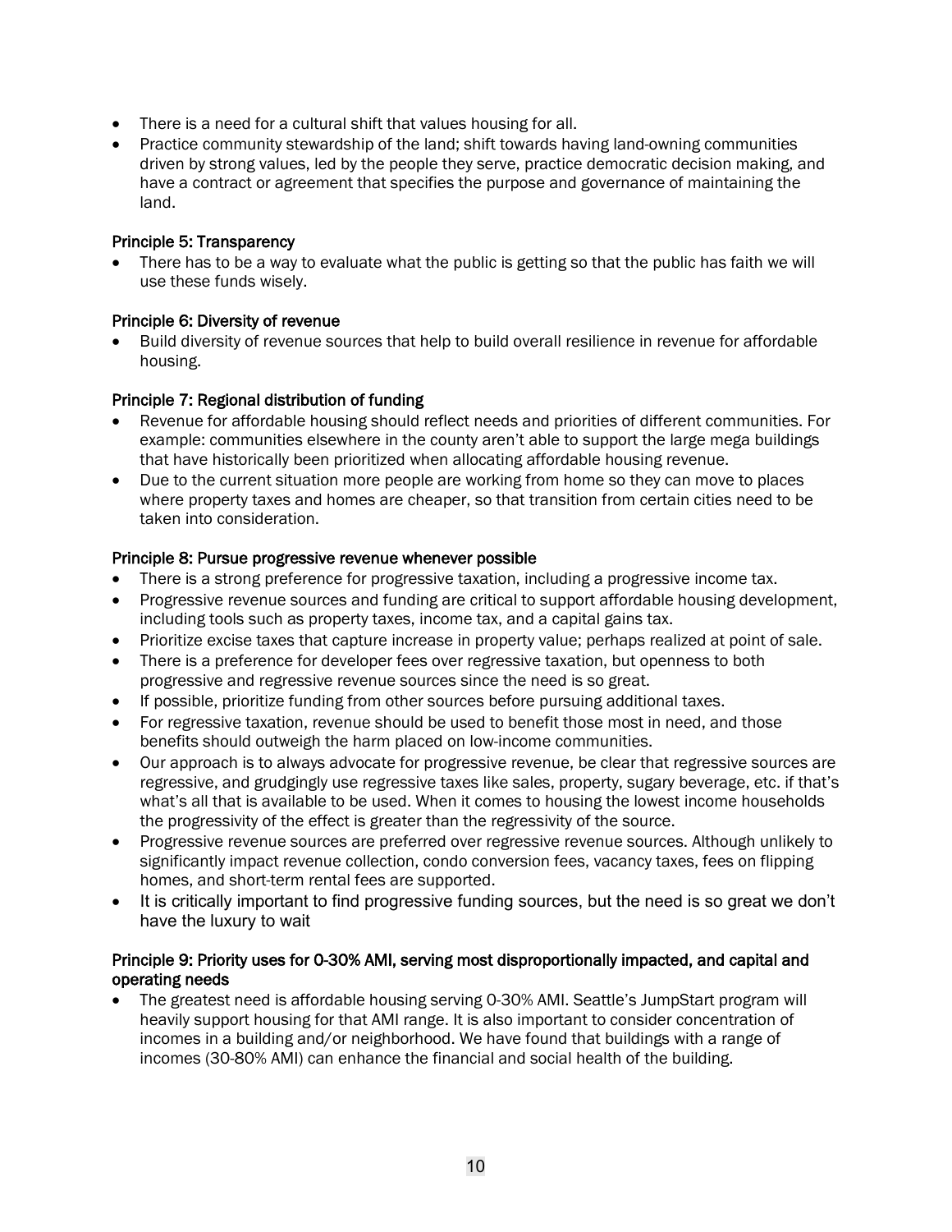- There is a need for a cultural shift that values housing for all.
- Practice community stewardship of the land; shift towards having land-owning communities driven by strong values, led by the people they serve, practice democratic decision making, and have a contract or agreement that specifies the purpose and governance of maintaining the land.

### Principle 5: Transparency

- There has to be a way to evaluate what the public is getting so that the public has faith we will use these funds wisely.

### Principle 6: Diversity of revenue

- Build diversity of revenue sources that help to build overall resilience in revenue for affordable housing.

### Principle 7: Regional distribution of funding

- Revenue for affordable housing should reflect needs and priorities of different communities. For example: communities elsewhere in the county aren't able to support the large mega buildings that have historically been prioritized when allocating affordable housing revenue.
- Due to the current situation more people are working from home so they can move to places where property taxes and homes are cheaper, so that transition from certain cities need to be taken into consideration.

### Principle 8: Pursue progressive revenue whenever possible

- There is a strong preference for progressive taxation, including a progressive income tax.
- Progressive revenue sources and funding are critical to support affordable housing development, including tools such as property taxes, income tax, and a capital gains tax.
- Prioritize excise taxes that capture increase in property value; perhaps realized at point of sale.
- There is a preference for developer fees over regressive taxation, but openness to both progressive and regressive revenue sources since the need is so great.
- If possible, prioritize funding from other sources before pursuing additional taxes.
- For regressive taxation, revenue should be used to benefit those most in need, and those benefits should outweigh the harm placed on low-income communities.
- Our approach is to always advocate for progressive revenue, be clear that regressive sources are regressive, and grudgingly use regressive taxes like sales, property, sugary beverage, etc. if that's what's all that is available to be used. When it comes to housing the lowest income households the progressivity of the effect is greater than the regressivity of the source.
- Progressive revenue sources are preferred over regressive revenue sources. Although unlikely to significantly impact revenue collection, condo conversion fees, vacancy taxes, fees on flipping homes, and short-term rental fees are supported.
- It is critically important to find progressive funding sources, but the need is so great we don't have the luxury to wait

### Principle 9: Priority uses for 0-30% AMI, serving most disproportionally impacted, and capital and operating needs

- The greatest need is affordable housing serving 0-30% AMI. Seattle's JumpStart program will heavily support housing for that AMI range. It is also important to consider concentration of incomes in a building and/or neighborhood. We have found that buildings with a range of incomes (30-80% AMI) can enhance the financial and social health of the building.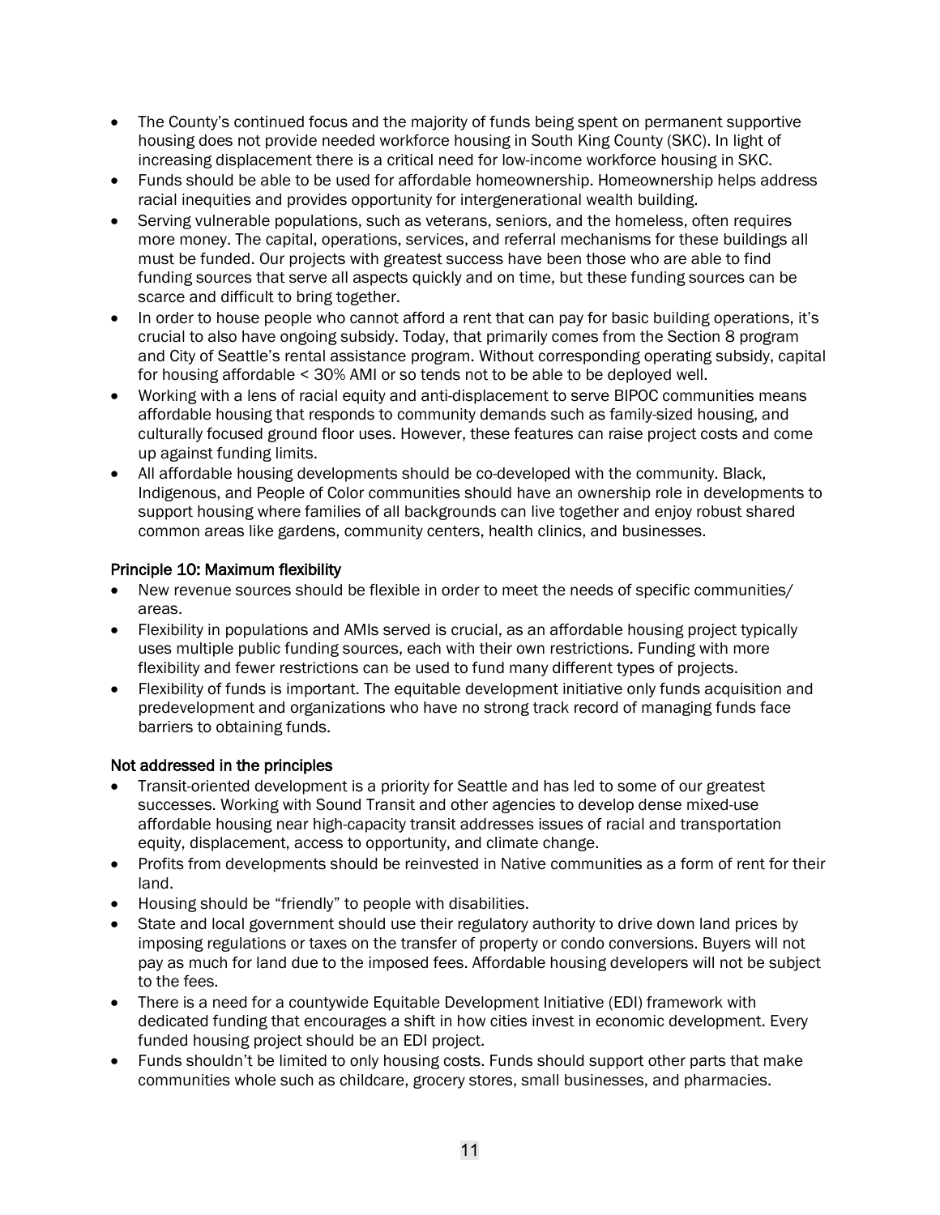- The County's continued focus and the majority of funds being spent on permanent supportive housing does not provide needed workforce housing in South King County (SKC). In light of increasing displacement there is a critical need for low-income workforce housing in SKC.
- Funds should be able to be used for affordable homeownership. Homeownership helps address racial inequities and provides opportunity for intergenerational wealth building.
- Serving vulnerable populations, such as veterans, seniors, and the homeless, often requires more money. The capital, operations, services, and referral mechanisms for these buildings all must be funded. Our projects with greatest success have been those who are able to find funding sources that serve all aspects quickly and on time, but these funding sources can be scarce and difficult to bring together.
- In order to house people who cannot afford a rent that can pay for basic building operations, it's crucial to also have ongoing subsidy. Today, that primarily comes from the Section 8 program and City of Seattle's rental assistance program. Without corresponding operating subsidy, capital for housing affordable < 30% AMI or so tends not to be able to be deployed well.
- Working with a lens of racial equity and anti-displacement to serve BIPOC communities means affordable housing that responds to community demands such as family-sized housing, and culturally focused ground floor uses. However, these features can raise project costs and come up against funding limits.
- All affordable housing developments should be co-developed with the community. Black, Indigenous, and People of Color communities should have an ownership role in developments to support housing where families of all backgrounds can live together and enjoy robust shared common areas like gardens, community centers, health clinics, and businesses.

### Principle 10: Maximum flexibility

- New revenue sources should be flexible in order to meet the needs of specific communities/ areas.
- Flexibility in populations and AMIs served is crucial, as an affordable housing project typically uses multiple public funding sources, each with their own restrictions. Funding with more flexibility and fewer restrictions can be used to fund many different types of projects.
- Flexibility of funds is important. The equitable development initiative only funds acquisition and predevelopment and organizations who have no strong track record of managing funds face barriers to obtaining funds.

### Not addressed in the principles

- Transit-oriented development is a priority for Seattle and has led to some of our greatest successes. Working with Sound Transit and other agencies to develop dense mixed-use affordable housing near high-capacity transit addresses issues of racial and transportation equity, displacement, access to opportunity, and climate change.
- Profits from developments should be reinvested in Native communities as a form of rent for their land.
- Housing should be "friendly" to people with disabilities.
- State and local government should use their regulatory authority to drive down land prices by imposing regulations or taxes on the transfer of property or condo conversions. Buyers will not pay as much for land due to the imposed fees. Affordable housing developers will not be subject to the fees.
- There is a need for a countywide Equitable Development Initiative (EDI) framework with dedicated funding that encourages a shift in how cities invest in economic development. Every funded housing project should be an EDI project.
- Funds shouldn't be limited to only housing costs. Funds should support other parts that make communities whole such as childcare, grocery stores, small businesses, and pharmacies.